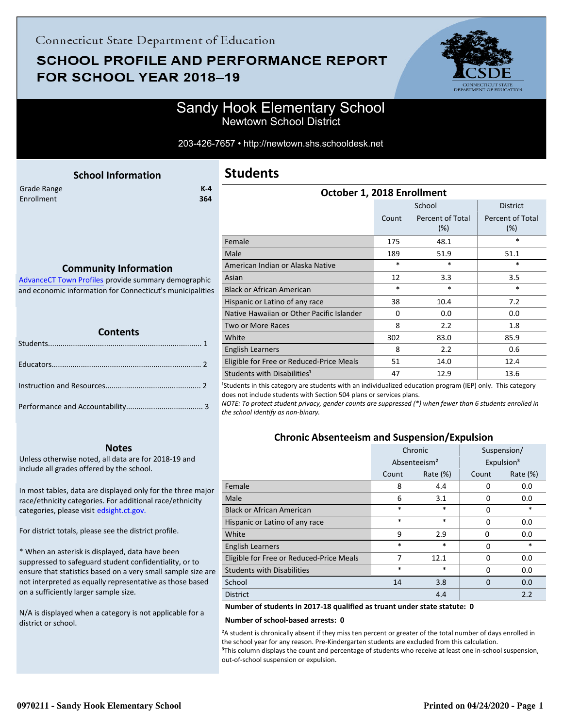Connecticut State Department of Education

# SCHOOL PROFILE AND PERFORMANCE REPORT FOR SCHOOL YEAR 2018–19

## Sandy Hook Elementary School
Newtown School District

203-426-7657 • http://newtown.shs.schooldesk.net

### School Information

| | |
|---|---|
| Grade Range | K-4 |
| Enrollment | 364 |

### Community Information

AdvanceCT Town Profiles provide summary demographic and economic information for Connecticut's municipalities

### Contents

Students........................................................................ 1

Educators...................................................................... 2

Instruction and Resources............................................. 2

Performance and Accountability.................................... 3

### Notes

Unless otherwise noted, all data are for 2018-19 and include all grades offered by the school.

In most tables, data are displayed only for the three major race/ethnicity categories. For additional race/ethnicity categories, please visit edsight.ct.gov.

For district totals, please see the district profile.

* When an asterisk is displayed, data have been suppressed to safeguard student confidentiality, or to ensure that statistics based on a very small sample size are not interpreted as equally representative as those based on a sufficiently larger sample size.

N/A is displayed when a category is not applicable for a district or school.

## Students

### October 1, 2018 Enrollment

| | School | | District |
|---|---|---|---|
| | Count | Percent of Total (%) | Percent of Total (%) |
| Female | 175 | 48.1 | * |
| Male | 189 | 51.9 | 51.1 |
| American Indian or Alaska Native | * | * | * |
| Asian | 12 | 3.3 | 3.5 |
| Black or African American | * | * | * |
| Hispanic or Latino of any race | 38 | 10.4 | 7.2 |
| Native Hawaiian or Other Pacific Islander | 0 | 0.0 | 0.0 |
| Two or More Races | 8 | 2.2 | 1.8 |
| White | 302 | 83.0 | 85.9 |
| English Learners | 8 | 2.2 | 0.6 |
| Eligible for Free or Reduced-Price Meals | 51 | 14.0 | 12.4 |
| Students with Disabilities[1] | 47 | 12.9 | 13.6 |

[1]Students in this category are students with an individualized education program (IEP) only. This category does not include students with Section 504 plans or services plans.

*NOTE: To protect student privacy, gender counts are suppressed (*) when fewer than 6 students enrolled in the school identify as non-binary.*

### Chronic Absenteeism and Suspension/Expulsion

| | Chronic Absenteeism[2] | | Suspension/ Expulsion[3] | |
|---|---|---|---|---|
| | Count | Rate (%) | Count | Rate (%) |
| Female | 8 | 4.4 | 0 | 0.0 |
| Male | 6 | 3.1 | 0 | 0.0 |
| Black or African American | * | * | 0 | * |
| Hispanic or Latino of any race | * | * | 0 | 0.0 |
| White | 9 | 2.9 | 0 | 0.0 |
| English Learners | * | * | 0 | * |
| Eligible for Free or Reduced-Price Meals | 7 | 12.1 | 0 | 0.0 |
| Students with Disabilities | * | * | 0 | 0.0 |
| School | 14 | 3.8 | 0 | 0.0 |
| District | | 4.4 | | 2.2 |

**Number of students in 2017-18 qualified as truant under state statute: 0**

**Number of school-based arrests: 0**

[2]A student is chronically absent if they miss ten percent or greater of the total number of days enrolled in the school year for any reason. Pre-Kindergarten students are excluded from this calculation.
[3]This column displays the count and percentage of students who receive at least one in-school suspension, out-of-school suspension or expulsion.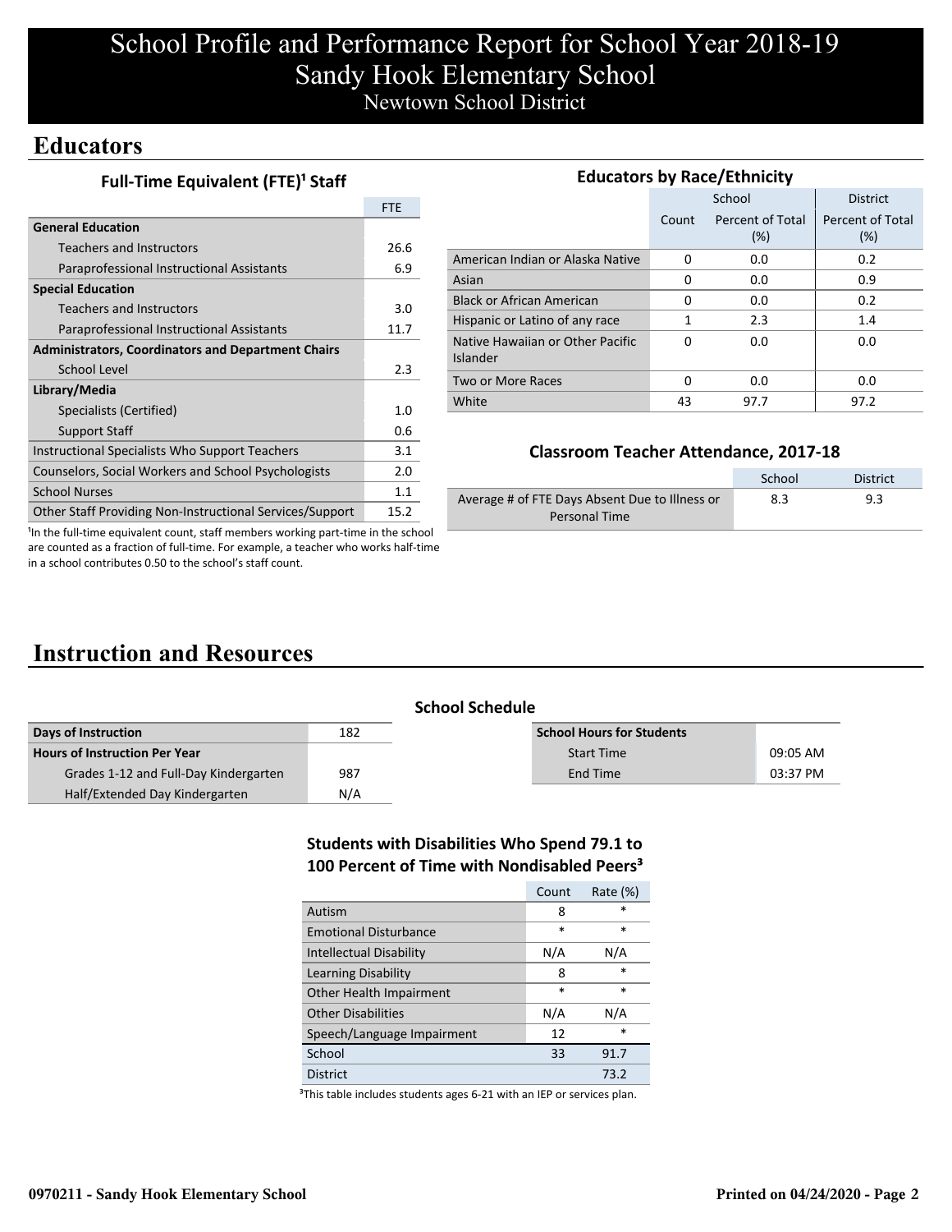# School Profile and Performance Report for School Year 2018-19
# Sandy Hook Elementary School
## Newtown School District

## Educators

### Full-Time Equivalent (FTE)[1] Staff

| | FTE |
|---|---|
| **General Education** | |
| Teachers and Instructors | 26.6 |
| Paraprofessional Instructional Assistants | 6.9 |
| **Special Education** | |
| Teachers and Instructors | 3.0 |
| Paraprofessional Instructional Assistants | 11.7 |
| **Administrators, Coordinators and Department Chairs** | |
| School Level | 2.3 |
| **Library/Media** | |
| Specialists (Certified) | 1.0 |
| Support Staff | 0.6 |
| Instructional Specialists Who Support Teachers | 3.1 |
| Counselors, Social Workers and School Psychologists | 2.0 |
| School Nurses | 1.1 |
| Other Staff Providing Non-Instructional Services/Support | 15.2 |

[1]In the full-time equivalent count, staff members working part-time in the school are counted as a fraction of full-time. For example, a teacher who works half-time in a school contributes 0.50 to the school's staff count.

### Educators by Race/Ethnicity

| | School | | District |
|---|---|---|---|
| | Count | Percent of Total (%) | Percent of Total (%) |
| American Indian or Alaska Native | 0 | 0.0 | 0.2 |
| Asian | 0 | 0.0 | 0.9 |
| Black or African American | 0 | 0.0 | 0.2 |
| Hispanic or Latino of any race | 1 | 2.3 | 1.4 |
| Native Hawaiian or Other Pacific Islander | 0 | 0.0 | 0.0 |
| Two or More Races | 0 | 0.0 | 0.0 |
| White | 43 | 97.7 | 97.2 |

### Classroom Teacher Attendance, 2017-18

| | School | District |
|---|---|---|
| Average # of FTE Days Absent Due to Illness or Personal Time | 8.3 | 9.3 |

## Instruction and Resources

### School Schedule

| | |
|---|---|
| **Days of Instruction** | 182 |
| **Hours of Instruction Per Year** | |
| Grades 1-12 and Full-Day Kindergarten | 987 |
| Half/Extended Day Kindergarten | N/A |

| **School Hours for Students** | |
|---|---|
| Start Time | 09:05 AM |
| End Time | 03:37 PM |

### Students with Disabilities Who Spend 79.1 to 100 Percent of Time with Nondisabled Peers[3]

| | Count | Rate (%) |
|---|---|---|
| Autism | 8 | * |
| Emotional Disturbance | * | * |
| Intellectual Disability | N/A | N/A |
| Learning Disability | 8 | * |
| Other Health Impairment | * | * |
| Other Disabilities | N/A | N/A |
| Speech/Language Impairment | 12 | * |
| School | 33 | 91.7 |
| District | | 73.2 |

[3]This table includes students ages 6-21 with an IEP or services plan.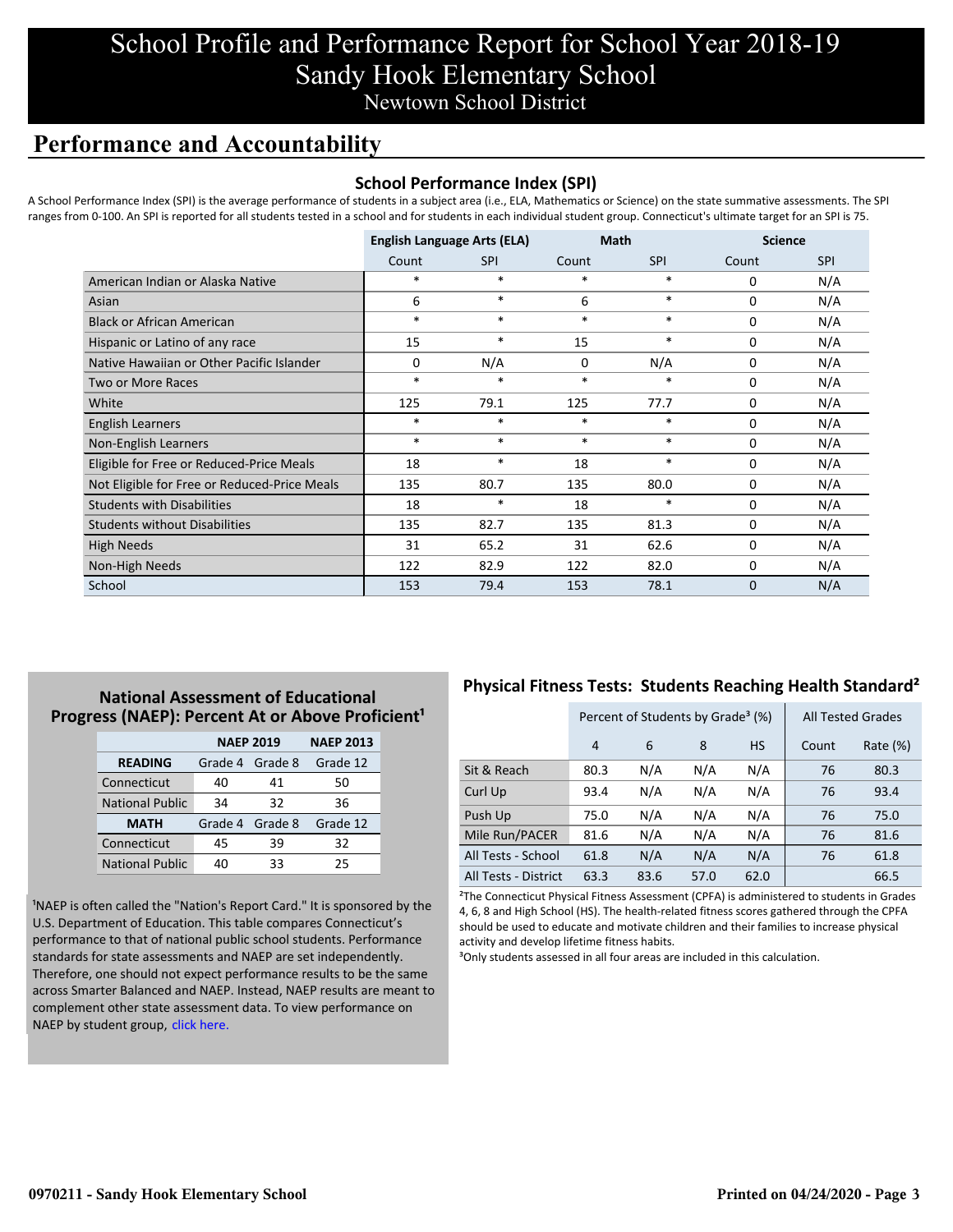# School Profile and Performance Report for School Year 2018-19
# Sandy Hook Elementary School
## Newtown School District

## Performance and Accountability

### School Performance Index (SPI)

A School Performance Index (SPI) is the average performance of students in a subject area (i.e., ELA, Mathematics or Science) on the state summative assessments. The SPI ranges from 0-100. An SPI is reported for all students tested in a school and for students in each individual student group. Connecticut's ultimate target for an SPI is 75.

| | English Language Arts (ELA) | | Math | | Science | |
|---|---|---|---|---|---|---|
| | Count | SPI | Count | SPI | Count | SPI |
| American Indian or Alaska Native | * | * | * | * | 0 | N/A |
| Asian | 6 | * | 6 | * | 0 | N/A |
| Black or African American | * | * | * | * | 0 | N/A |
| Hispanic or Latino of any race | 15 | * | 15 | * | 0 | N/A |
| Native Hawaiian or Other Pacific Islander | 0 | N/A | 0 | N/A | 0 | N/A |
| Two or More Races | * | * | * | * | 0 | N/A |
| White | 125 | 79.1 | 125 | 77.7 | 0 | N/A |
| English Learners | * | * | * | * | 0 | N/A |
| Non-English Learners | * | * | * | * | 0 | N/A |
| Eligible for Free or Reduced-Price Meals | 18 | * | 18 | * | 0 | N/A |
| Not Eligible for Free or Reduced-Price Meals | 135 | 80.7 | 135 | 80.0 | 0 | N/A |
| Students with Disabilities | 18 | * | 18 | * | 0 | N/A |
| Students without Disabilities | 135 | 82.7 | 135 | 81.3 | 0 | N/A |
| High Needs | 31 | 65.2 | 31 | 62.6 | 0 | N/A |
| Non-High Needs | 122 | 82.9 | 122 | 82.0 | 0 | N/A |
| School | 153 | 79.4 | 153 | 78.1 | 0 | N/A |

### National Assessment of Educational Progress (NAEP): Percent At or Above Proficient[1]

| | NAEP 2019 | | NAEP 2013 |
|---|---|---|---|
| **READING** | Grade 4 | Grade 8 | Grade 12 |
| Connecticut | 40 | 41 | 50 |
| National Public | 34 | 32 | 36 |
| **MATH** | Grade 4 | Grade 8 | Grade 12 |
| Connecticut | 45 | 39 | 32 |
| National Public | 40 | 33 | 25 |

[1]NAEP is often called the "Nation's Report Card." It is sponsored by the U.S. Department of Education. This table compares Connecticut's performance to that of national public school students. Performance standards for state assessments and NAEP are set independently. Therefore, one should not expect performance results to be the same across Smarter Balanced and NAEP. Instead, NAEP results are meant to complement other state assessment data. To view performance on NAEP by student group, click here.

### Physical Fitness Tests: Students Reaching Health Standard[2]

| | Percent of Students by Grade[3] (%) | | | | All Tested Grades | |
|---|---|---|---|---|---|---|
| | 4 | 6 | 8 | HS | Count | Rate (%) |
| Sit & Reach | 80.3 | N/A | N/A | N/A | 76 | 80.3 |
| Curl Up | 93.4 | N/A | N/A | N/A | 76 | 93.4 |
| Push Up | 75.0 | N/A | N/A | N/A | 76 | 75.0 |
| Mile Run/PACER | 81.6 | N/A | N/A | N/A | 76 | 81.6 |
| All Tests - School | 61.8 | N/A | N/A | N/A | 76 | 61.8 |
| All Tests - District | 63.3 | 83.6 | 57.0 | 62.0 | | 66.5 |

[2]The Connecticut Physical Fitness Assessment (CPFA) is administered to students in Grades 4, 6, 8 and High School (HS). The health-related fitness scores gathered through the CPFA should be used to educate and motivate children and their families to increase physical activity and develop lifetime fitness habits.

[3]Only students assessed in all four areas are included in this calculation.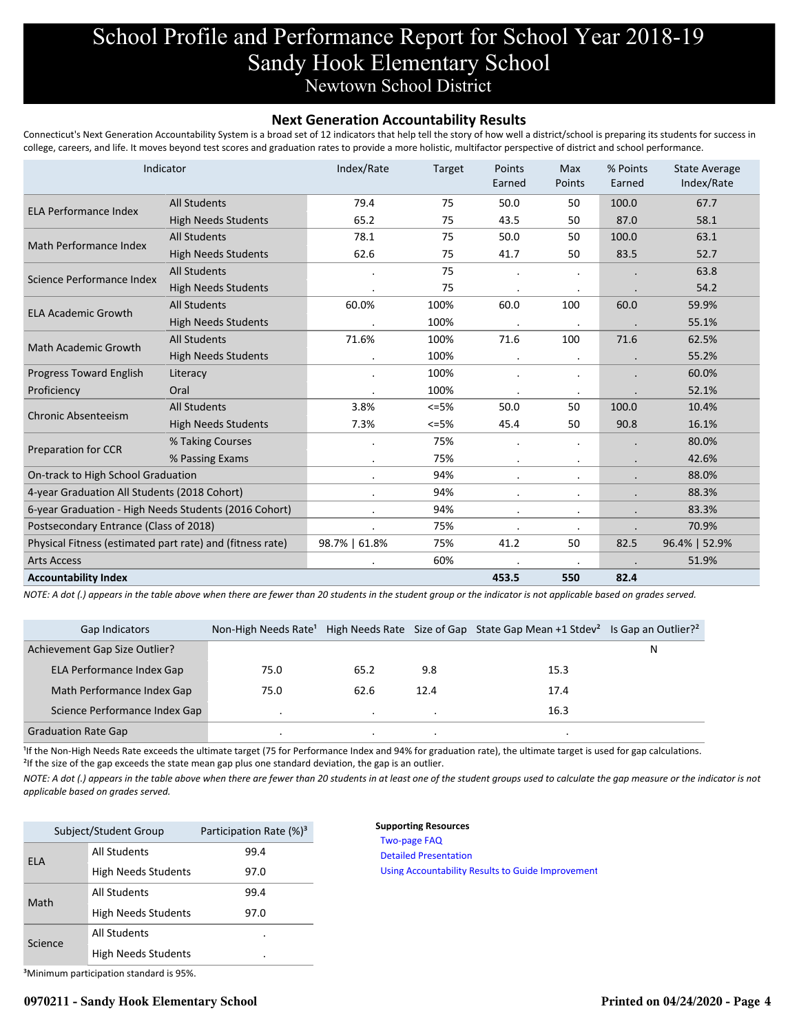# School Profile and Performance Report for School Year 2018-19
# Sandy Hook Elementary School
## Newtown School District

### Next Generation Accountability Results

Connecticut's Next Generation Accountability System is a broad set of 12 indicators that help tell the story of how well a district/school is preparing its students for success in college, careers, and life. It moves beyond test scores and graduation rates to provide a more holistic, multifactor perspective of district and school performance.

| Indicator | | Index/Rate | Target | Points Earned | Max Points | % Points Earned | State Average Index/Rate |
|---|---|---|---|---|---|---|---|
| ELA Performance Index | All Students | 79.4 | 75 | 50.0 | 50 | 100.0 | 67.7 |
| | High Needs Students | 65.2 | 75 | 43.5 | 50 | 87.0 | 58.1 |
| Math Performance Index | All Students | 78.1 | 75 | 50.0 | 50 | 100.0 | 63.1 |
| | High Needs Students | 62.6 | 75 | 41.7 | 50 | 83.5 | 52.7 |
| Science Performance Index | All Students | . | 75 | . | . | . | 63.8 |
| | High Needs Students | . | 75 | . | . | . | 54.2 |
| ELA Academic Growth | All Students | 60.0% | 100% | 60.0 | 100 | 60.0 | 59.9% |
| | High Needs Students | . | 100% | . | . | . | 55.1% |
| Math Academic Growth | All Students | 71.6% | 100% | 71.6 | 100 | 71.6 | 62.5% |
| | High Needs Students | . | 100% | . | . | . | 55.2% |
| Progress Toward English Proficiency | Literacy | . | 100% | . | . | . | 60.0% |
| | Oral | . | 100% | . | . | . | 52.1% |
| Chronic Absenteeism | All Students | 3.8% | <=5% | 50.0 | 50 | 100.0 | 10.4% |
| | High Needs Students | 7.3% | <=5% | 45.4 | 50 | 90.8 | 16.1% |
| Preparation for CCR | % Taking Courses | . | 75% | . | . | . | 80.0% |
| | % Passing Exams | . | 75% | . | . | . | 42.6% |
| On-track to High School Graduation | | . | 94% | . | . | . | 88.0% |
| 4-year Graduation All Students (2018 Cohort) | | . | 94% | . | . | . | 88.3% |
| 6-year Graduation - High Needs Students (2016 Cohort) | | . | 94% | . | . | . | 83.3% |
| Postsecondary Entrance (Class of 2018) | | . | 75% | . | . | . | 70.9% |
| Physical Fitness (estimated part rate) and (fitness rate) | | 98.7% \| 61.8% | 75% | 41.2 | 50 | 82.5 | 96.4% \| 52.9% |
| Arts Access | | . | 60% | . | . | . | 51.9% |
| **Accountability Index** | | | | **453.5** | **550** | **82.4** | |

*NOTE: A dot (.) appears in the table above when there are fewer than 20 students in the student group or the indicator is not applicable based on grades served.*

| Gap Indicators | Non-High Needs Rate[1] | High Needs Rate | Size of Gap | State Gap Mean +1 Stdev[2] | Is Gap an Outlier?[2] |
|---|---|---|---|---|---|
| Achievement Gap Size Outlier? | | | | | N |
| ELA Performance Index Gap | 75.0 | 65.2 | 9.8 | 15.3 | |
| Math Performance Index Gap | 75.0 | 62.6 | 12.4 | 17.4 | |
| Science Performance Index Gap | . | . | . | 16.3 | |
| Graduation Rate Gap | . | . | . | . | |

[1]If the Non-High Needs Rate exceeds the ultimate target (75 for Performance Index and 94% for graduation rate), the ultimate target is used for gap calculations.
[2]If the size of the gap exceeds the state mean gap plus one standard deviation, the gap is an outlier.

*NOTE: A dot (.) appears in the table above when there are fewer than 20 students in at least one of the student groups used to calculate the gap measure or the indicator is not applicable based on grades served.*

| Subject/Student Group | | Participation Rate (%)[3] |
|---|---|---|
| ELA | All Students | 99.4 |
| | High Needs Students | 97.0 |
| Math | All Students | 99.4 |
| | High Needs Students | 97.0 |
| Science | All Students | . |
| | High Needs Students | . |

[3]Minimum participation standard is 95%.

**Supporting Resources**

- Two-page FAQ
- Detailed Presentation
- Using Accountability Results to Guide Improvement